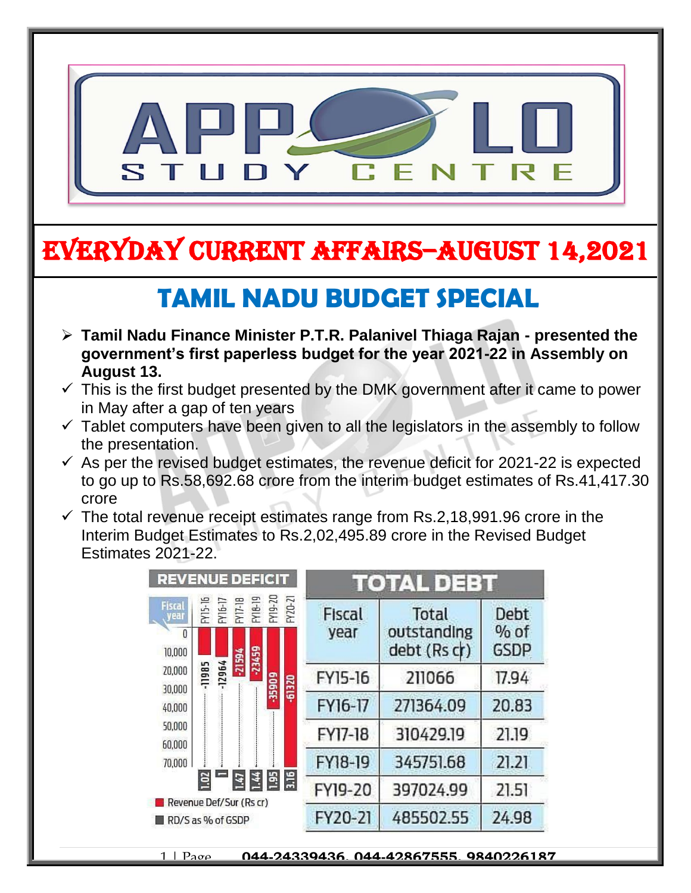# EVERYDAY CURRENT AFFAIRS–AUGUST 14,2021

## TAMIL NADU BUDGET SPECIAL

- **Tamil Nadu Finance Minister P.T.R. Palanivel Thiaga Rajan - presented the government's first paperless budget for the year 2021-22 in Assembly on August 13.**
  - This is the first budget presented by the DMK government after it came to power in May after a gap of ten years
  - Tablet computers have been given to all the legislators in the assembly to follow the presentation.
  - As per the revised budget estimates, the revenue deficit for 2021-22 is expected to go up to Rs.58,692.68 crore from the interim budget estimates of Rs.41,417.30 crore
  - The total revenue receipt estimates range from Rs.2,18,991.96 crore in the Interim Budget Estimates to Rs.2,02,495.89 crore in the Revised Budget Estimates 2021-22.

**REVENUE DEFICIT**

| Fiscal year | Revenue Def/Sur (Rs cr) | RD/S as % of GSDP |
|---|---|---|
| FY15-16 | -11985 | 1.02 |
| FY16-17 | -12964 | 1 |
| FY17-18 | -21594 | 1.47 |
| FY18-19 | -23459 | 1.44 |
| FY19-20 | -35909 | 1.95 |
| FY20-21 | -61320 | 3.16 |

**TOTAL DEBT**

| Fiscal year | Total outstanding debt (Rs cr) | Debt % of GSDP |
|---|---|---|
| FY15-16 | 211066 | 17.94 |
| FY16-17 | 271364.09 | 20.83 |
| FY17-18 | 310429.19 | 21.19 |
| FY18-19 | 345751.68 | 21.21 |
| FY19-20 | 397024.99 | 21.51 |
| FY20-21 | 485502.55 | 24.98 |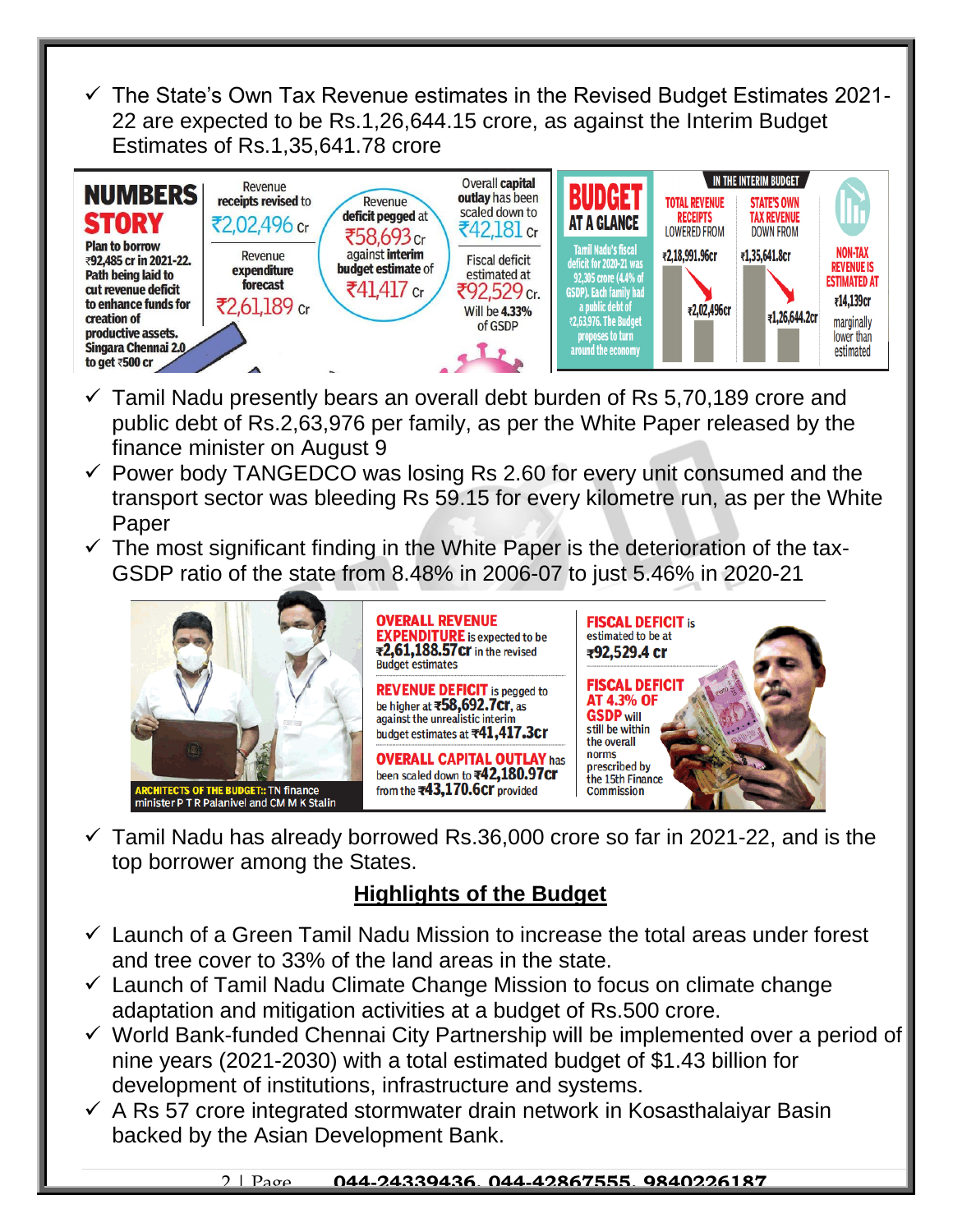- ✓ The State's Own Tax Revenue estimates in the Revised Budget Estimates 2021-22 are expected to be Rs.1,26,644.15 crore, as against the Interim Budget Estimates of Rs.1,35,641.78 crore

**NUMBERS STORY**

Plan to borrow ₹92,485 cr in 2021-22. Path being laid to cut revenue deficit to enhance funds for creation of productive assets. Singara Chennai 2.0 to get ₹500 cr

Revenue receipts revised to ₹2,02,496 cr

Revenue expenditure forecast ₹2,61,189 cr

Revenue deficit pegged at ₹58,693 cr against interim budget estimate of ₹41,417 cr

Overall capital outlay has been scaled down to ₹42,181 cr

Fiscal deficit estimated at ₹92,529 cr. Will be 4.33% of GSDP

**BUDGET AT A GLANCE**

Tamil Nadu's fiscal deficit for 2020-21 was 92,305 crore (4.4% of GSDP). Each family had a public debt of ₹2,63,976. The Budget proposes to turn around the economy

IN THE INTERIM BUDGET

TOTAL REVENUE RECEIPTS LOWERED FROM ₹2,18,991.96cr to ₹2,02,496cr

STATE'S OWN TAX REVENUE DOWN FROM ₹1,35,641.8cr to ₹1,26,644.2cr

NON-TAX REVENUE IS ESTIMATED AT ₹14,139cr marginally lower than estimated

- ✓ Tamil Nadu presently bears an overall debt burden of Rs 5,70,189 crore and public debt of Rs.2,63,976 per family, as per the White Paper released by the finance minister on August 9
- ✓ Power body TANGEDCO was losing Rs 2.60 for every unit consumed and the transport sector was bleeding Rs 59.15 for every kilometre run, as per the White Paper
- ✓ The most significant finding in the White Paper is the deterioration of the tax-GSDP ratio of the state from 8.48% in 2006-07 to just 5.46% in 2020-21

ARCHITECTS OF THE BUDGET:: TN finance minister P T R Palanivel and CM M K Stalin

**OVERALL REVENUE EXPENDITURE** is expected to be ₹2,61,188.57cr in the revised Budget estimates

**REVENUE DEFICIT** is pegged to be higher at ₹58,692.7cr, as against the unrealistic interim budget estimates at ₹41,417.3cr

**OVERALL CAPITAL OUTLAY** has been scaled down to ₹42,180.97cr from the ₹43,170.6cr provided

**FISCAL DEFICIT** is estimated to be at ₹92,529.4 cr

**FISCAL DEFICIT AT 4.3% OF GSDP** will still be within the overall norms prescribed by the 15th Finance Commission

- ✓ Tamil Nadu has already borrowed Rs.36,000 crore so far in 2021-22, and is the top borrower among the States.

## Highlights of the Budget

- ✓ Launch of a Green Tamil Nadu Mission to increase the total areas under forest and tree cover to 33% of the land areas in the state.
- ✓ Launch of Tamil Nadu Climate Change Mission to focus on climate change adaptation and mitigation activities at a budget of Rs.500 crore.
- ✓ World Bank-funded Chennai City Partnership will be implemented over a period of nine years (2021-2030) with a total estimated budget of $1.43 billion for development of institutions, infrastructure and systems.
- ✓ A Rs 57 crore integrated stormwater drain network in Kosasthalaiyar Basin backed by the Asian Development Bank.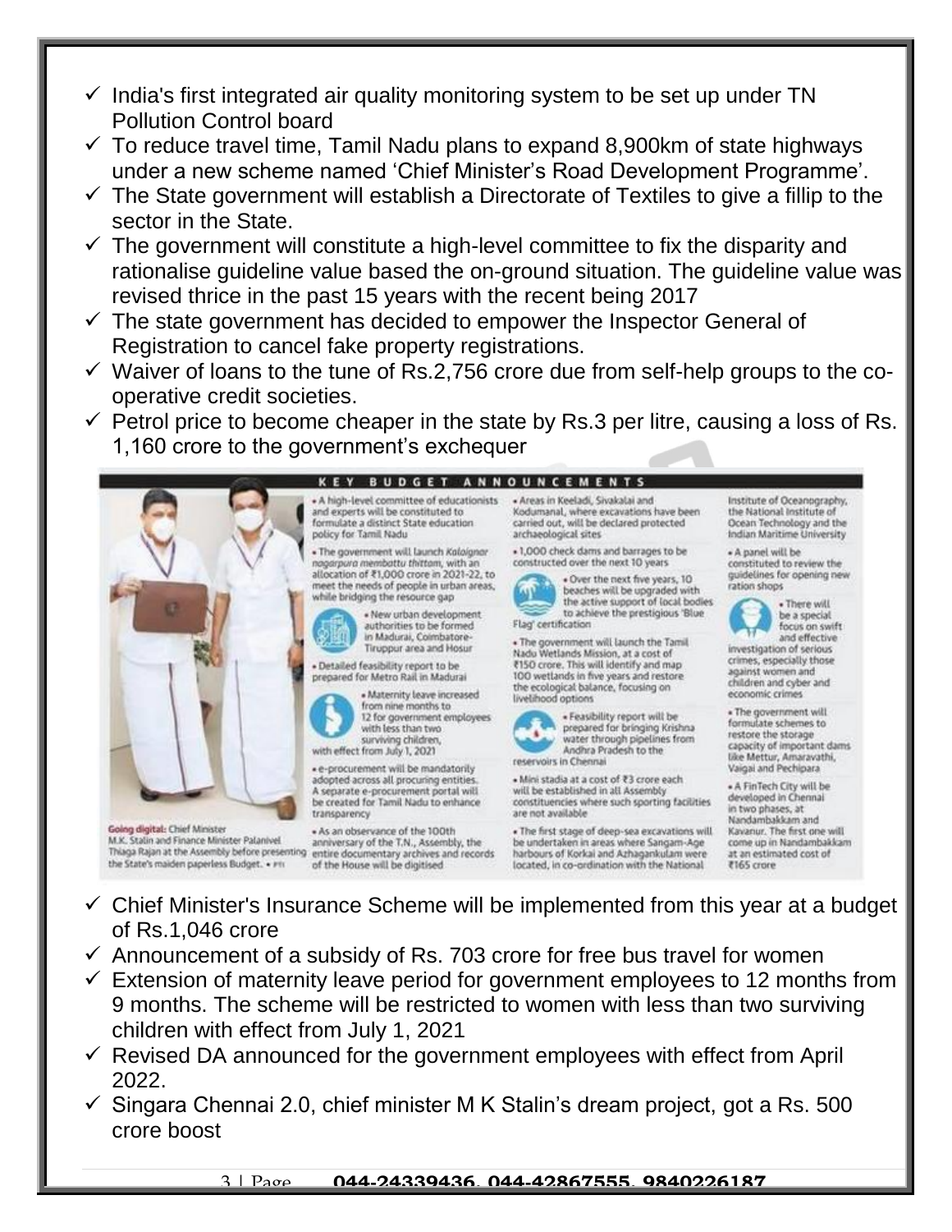- ✓ India's first integrated air quality monitoring system to be set up under TN Pollution Control board
- ✓ To reduce travel time, Tamil Nadu plans to expand 8,900km of state highways under a new scheme named 'Chief Minister's Road Development Programme'.
- ✓ The State government will establish a Directorate of Textiles to give a fillip to the sector in the State.
- ✓ The government will constitute a high-level committee to fix the disparity and rationalise guideline value based the on-ground situation. The guideline value was revised thrice in the past 15 years with the recent being 2017
- ✓ The state government has decided to empower the Inspector General of Registration to cancel fake property registrations.
- ✓ Waiver of loans to the tune of Rs.2,756 crore due from self-help groups to the co-operative credit societies.
- ✓ Petrol price to become cheaper in the state by Rs.3 per litre, causing a loss of Rs. 1,160 crore to the government's exchequer

## KEY BUDGET ANNOUNCEMENTS

**Going digital:** Chief Minister M.K. Stalin and Finance Minister Palanivel Thiaga Rajan at the Assembly before presenting the State's maiden paperless Budget. • PTI

- A high-level committee of educationists and experts will be constituted to formulate a distinct State education policy for Tamil Nadu
- The government will launch *Kalaignar nagarpura membattu thittam*, with an allocation of ₹1,000 crore in 2021-22, to meet the needs of people in urban areas, while bridging the resource gap
- New urban development authorities to be formed in Madurai, Coimbatore-Tiruppur area and Hosur
- Detailed feasibility report to be prepared for Metro Rail in Madurai
- Maternity leave increased from nine months to 12 for government employees with less than two surviving children, with effect from July 1, 2021
- e-procurement will be mandatorily adopted across all procuring entities. A separate e-procurement portal will be created for Tamil Nadu to enhance transparency
- As an observance of the 100th anniversary of the T.N., Assembly, the entire documentary archives and records of the House will be digitised
- Areas in Keeladi, Sivakalai and Kodumanal, where excavations have been carried out, will be declared protected archaeological sites
- 1,000 check dams and barrages to be constructed over the next 10 years
- Over the next five years, 10 beaches will be upgraded with the active support of local bodies to achieve the prestigious 'Blue Flag' certification
- The government will launch the Tamil Nadu Wetlands Mission, at a cost of ₹150 crore. This will identify and map 100 wetlands in five years and restore the ecological balance, focusing on livelihood options
- Feasibility report will be prepared for bringing Krishna water through pipelines from Andhra Pradesh to the reservoirs in Chennai
- Mini stadia at a cost of ₹3 crore each will be established in all Assembly constituencies where such sporting facilities are not available
- The first stage of deep-sea excavations will be undertaken in areas where Sangam-Age harbours of Korkai and Azhagankulam were located, in co-ordination with the National Institute of Oceanography, the National Institute of Ocean Technology and the Indian Maritime University
- A panel will be constituted to review the guidelines for opening new ration shops
- There will be a special focus on swift and effective investigation of serious crimes, especially those against women and children and cyber and economic crimes
- The government will formulate schemes to restore the storage capacity of important dams like Mettur, Amaravathi, Vaigai and Pechipara
- A FinTech City will be developed in Chennai in two phases, at Nandambakkam and Kavanur. The first one will come up in Nandambakkam at an estimated cost of ₹165 crore

- ✓ Chief Minister's Insurance Scheme will be implemented from this year at a budget of Rs.1,046 crore
- ✓ Announcement of a subsidy of Rs. 703 crore for free bus travel for women
- ✓ Extension of maternity leave period for government employees to 12 months from 9 months. The scheme will be restricted to women with less than two surviving children with effect from July 1, 2021
- ✓ Revised DA announced for the government employees with effect from April 2022.
- ✓ Singara Chennai 2.0, chief minister M K Stalin's dream project, got a Rs. 500 crore boost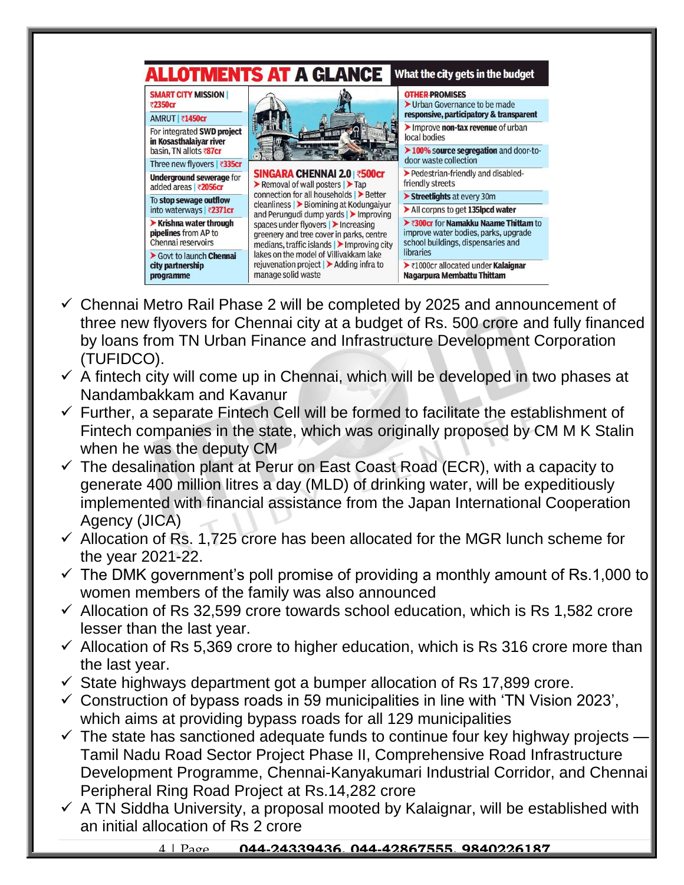## ALLOTMENTS AT A GLANCE

What the city gets in the budget

**SMART CITY MISSION** | ₹2350cr

AMRUT | ₹1450cr

For integrated **SWD project in Kosasthalaiyar river** basin, TN allots ₹87cr

Three new flyovers | ₹335cr

**Underground sewerage** for added areas | ₹2056cr

To **stop sewage outflow** into waterways | ₹2371cr

➤ **Krishna water through pipelines** from AP to Chennai reservoirs

➤ Govt to launch **Chennai city partnership programme**

**SINGARA CHENNAI 2.0** | ₹500cr

➤ Removal of wall posters | ➤ Tap connection for all households | ➤ Better cleanliness | ➤ Biomining at Kodungaiyur and Perungudi dump yards | ➤ Improving spaces under flyovers | ➤ Increasing greenery and tree cover in parks, centre medians, traffic islands | ➤ Improving city lakes on the model of Villivakkam lake rejuvenation project | ➤ Adding infra to manage solid waste

**OTHER PROMISES**

➤ Urban Governance to be made **responsive, participatory & transparent**

➤ Improve **non-tax revenue** of urban local bodies

➤ **100% source segregation** and door-to-door waste collection

➤ Pedestrian-friendly and disabled-friendly streets

➤ **Streetlights** at every 30m

➤ All corpns to get **135lpcd water**

➤ ₹300cr for **Namakku Naame Thittam** to improve water bodies, parks, upgrade school buildings, dispensaries and libraries

➤ ₹1000cr allocated under **Kalaignar Nagarpura Membattu Thittam**

- ✓ Chennai Metro Rail Phase 2 will be completed by 2025 and announcement of three new flyovers for Chennai city at a budget of Rs. 500 crore and fully financed by loans from TN Urban Finance and Infrastructure Development Corporation (TUFIDCO).
- ✓ A fintech city will come up in Chennai, which will be developed in two phases at Nandambakkam and Kavanur
- ✓ Further, a separate Fintech Cell will be formed to facilitate the establishment of Fintech companies in the state, which was originally proposed by CM M K Stalin when he was the deputy CM
- ✓ The desalination plant at Perur on East Coast Road (ECR), with a capacity to generate 400 million litres a day (MLD) of drinking water, will be expeditiously implemented with financial assistance from the Japan International Cooperation Agency (JICA)
- ✓ Allocation of Rs. 1,725 crore has been allocated for the MGR lunch scheme for the year 2021-22.
- ✓ The DMK government's poll promise of providing a monthly amount of Rs.1,000 to women members of the family was also announced
- ✓ Allocation of Rs 32,599 crore towards school education, which is Rs 1,582 crore lesser than the last year.
- ✓ Allocation of Rs 5,369 crore to higher education, which is Rs 316 crore more than the last year.
- ✓ State highways department got a bumper allocation of Rs 17,899 crore.
- ✓ Construction of bypass roads in 59 municipalities in line with 'TN Vision 2023', which aims at providing bypass roads for all 129 municipalities
- ✓ The state has sanctioned adequate funds to continue four key highway projects — Tamil Nadu Road Sector Project Phase II, Comprehensive Road Infrastructure Development Programme, Chennai-Kanyakumari Industrial Corridor, and Chennai Peripheral Ring Road Project at Rs.14,282 crore
- ✓ A TN Siddha University, a proposal mooted by Kalaignar, will be established with an initial allocation of Rs 2 crore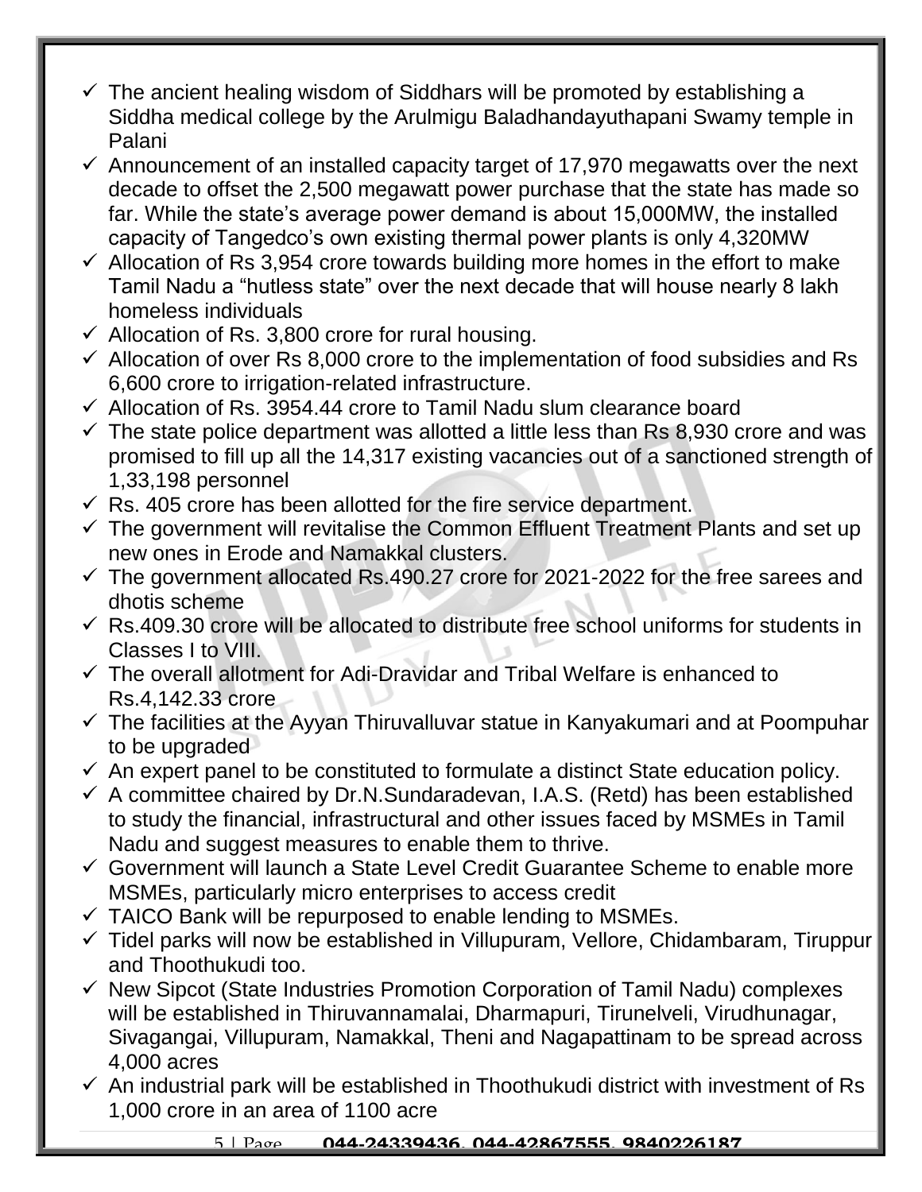- ✓ The ancient healing wisdom of Siddhars will be promoted by establishing a Siddha medical college by the Arulmigu Baladhandayuthapani Swamy temple in Palani
- ✓ Announcement of an installed capacity target of 17,970 megawatts over the next decade to offset the 2,500 megawatt power purchase that the state has made so far. While the state's average power demand is about 15,000MW, the installed capacity of Tangedco's own existing thermal power plants is only 4,320MW
- ✓ Allocation of Rs 3,954 crore towards building more homes in the effort to make Tamil Nadu a "hutless state" over the next decade that will house nearly 8 lakh homeless individuals
- ✓ Allocation of Rs. 3,800 crore for rural housing.
- ✓ Allocation of over Rs 8,000 crore to the implementation of food subsidies and Rs 6,600 crore to irrigation-related infrastructure.
- ✓ Allocation of Rs. 3954.44 crore to Tamil Nadu slum clearance board
- ✓ The state police department was allotted a little less than Rs 8,930 crore and was promised to fill up all the 14,317 existing vacancies out of a sanctioned strength of 1,33,198 personnel
- ✓ Rs. 405 crore has been allotted for the fire service department.
- ✓ The government will revitalise the Common Effluent Treatment Plants and set up new ones in Erode and Namakkal clusters.
- ✓ The government allocated Rs.490.27 crore for 2021-2022 for the free sarees and dhotis scheme
- ✓ Rs.409.30 crore will be allocated to distribute free school uniforms for students in Classes I to VIII.
- ✓ The overall allotment for Adi-Dravidar and Tribal Welfare is enhanced to Rs.4,142.33 crore
- ✓ The facilities at the Ayyan Thiruvalluvar statue in Kanyakumari and at Poompuhar to be upgraded
- ✓ An expert panel to be constituted to formulate a distinct State education policy.
- ✓ A committee chaired by Dr.N.Sundaradevan, I.A.S. (Retd) has been established to study the financial, infrastructural and other issues faced by MSMEs in Tamil Nadu and suggest measures to enable them to thrive.
- ✓ Government will launch a State Level Credit Guarantee Scheme to enable more MSMEs, particularly micro enterprises to access credit
- ✓ TAICO Bank will be repurposed to enable lending to MSMEs.
- ✓ Tidel parks will now be established in Villupuram, Vellore, Chidambaram, Tiruppur and Thoothukudi too.
- ✓ New Sipcot (State Industries Promotion Corporation of Tamil Nadu) complexes will be established in Thiruvannamalai, Dharmapuri, Tirunelveli, Virudhunagar, Sivagangai, Villupuram, Namakkal, Theni and Nagapattinam to be spread across 4,000 acres
- ✓ An industrial park will be established in Thoothukudi district with investment of Rs 1,000 crore in an area of 1100 acre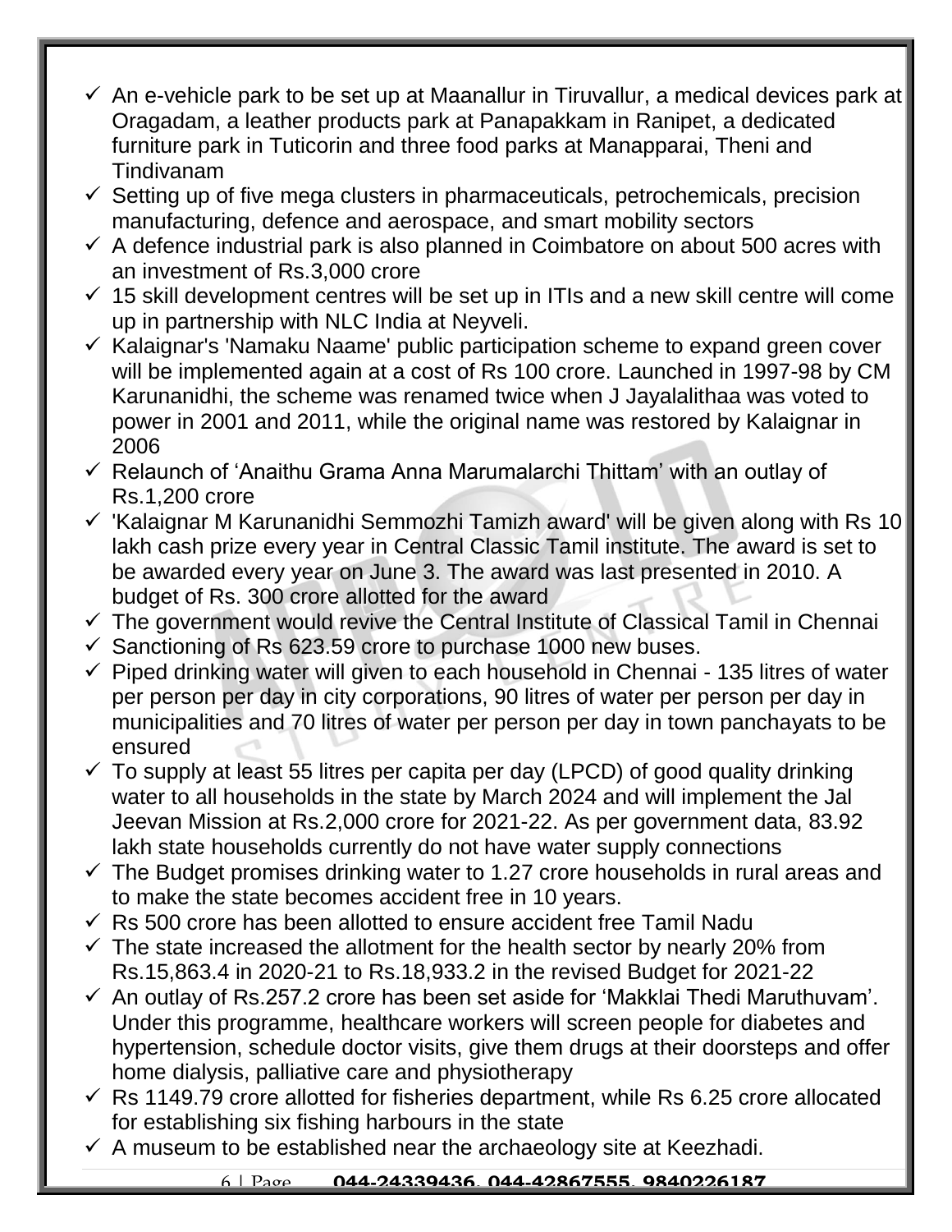- ✓ An e-vehicle park to be set up at Maanallur in Tiruvallur, a medical devices park at Oragadam, a leather products park at Panapakkam in Ranipet, a dedicated furniture park in Tuticorin and three food parks at Manapparai, Theni and Tindivanam
- ✓ Setting up of five mega clusters in pharmaceuticals, petrochemicals, precision manufacturing, defence and aerospace, and smart mobility sectors
- ✓ A defence industrial park is also planned in Coimbatore on about 500 acres with an investment of Rs.3,000 crore
- ✓ 15 skill development centres will be set up in ITIs and a new skill centre will come up in partnership with NLC India at Neyveli.
- ✓ Kalaignar's 'Namaku Naame' public participation scheme to expand green cover will be implemented again at a cost of Rs 100 crore. Launched in 1997-98 by CM Karunanidhi, the scheme was renamed twice when J Jayalalithaa was voted to power in 2001 and 2011, while the original name was restored by Kalaignar in 2006
- ✓ Relaunch of 'Anaithu Grama Anna Marumalarchi Thittam' with an outlay of Rs.1,200 crore
- ✓ 'Kalaignar M Karunanidhi Semmozhi Tamizh award' will be given along with Rs 10 lakh cash prize every year in Central Classic Tamil institute. The award is set to be awarded every year on June 3. The award was last presented in 2010. A budget of Rs. 300 crore allotted for the award
- ✓ The government would revive the Central Institute of Classical Tamil in Chennai
- ✓ Sanctioning of Rs 623.59 crore to purchase 1000 new buses.
- ✓ Piped drinking water will given to each household in Chennai - 135 litres of water per person per day in city corporations, 90 litres of water per person per day in municipalities and 70 litres of water per person per day in town panchayats to be ensured
- ✓ To supply at least 55 litres per capita per day (LPCD) of good quality drinking water to all households in the state by March 2024 and will implement the Jal Jeevan Mission at Rs.2,000 crore for 2021-22. As per government data, 83.92 lakh state households currently do not have water supply connections
- ✓ The Budget promises drinking water to 1.27 crore households in rural areas and to make the state becomes accident free in 10 years.
- ✓ Rs 500 crore has been allotted to ensure accident free Tamil Nadu
- ✓ The state increased the allotment for the health sector by nearly 20% from Rs.15,863.4 in 2020-21 to Rs.18,933.2 in the revised Budget for 2021-22
- ✓ An outlay of Rs.257.2 crore has been set aside for 'Makklai Thedi Maruthuvam'. Under this programme, healthcare workers will screen people for diabetes and hypertension, schedule doctor visits, give them drugs at their doorsteps and offer home dialysis, palliative care and physiotherapy
- ✓ Rs 1149.79 crore allotted for fisheries department, while Rs 6.25 crore allocated for establishing six fishing harbours in the state
- ✓ A museum to be established near the archaeology site at Keezhadi.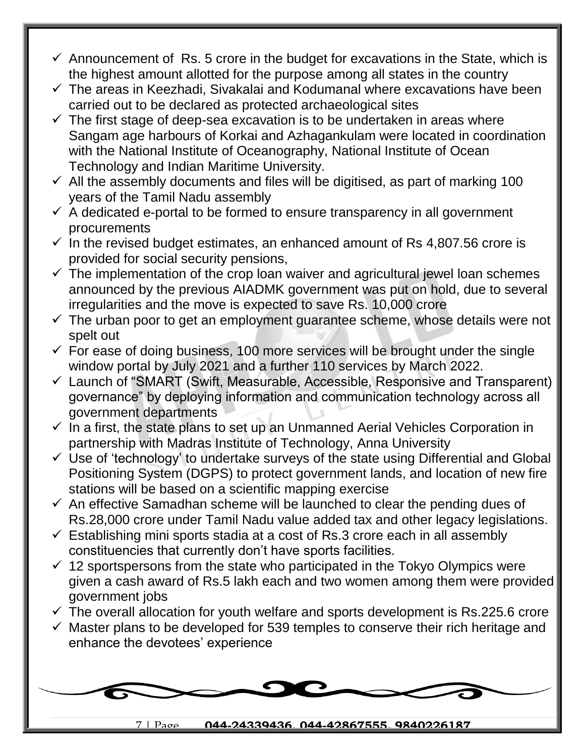- ✓ Announcement of  Rs. 5 crore in the budget for excavations in the State, which is the highest amount allotted for the purpose among all states in the country
- ✓ The areas in Keezhadi, Sivakalai and Kodumanal where excavations have been carried out to be declared as protected archaeological sites
- ✓ The first stage of deep-sea excavation is to be undertaken in areas where Sangam age harbours of Korkai and Azhagankulam were located in coordination with the National Institute of Oceanography, National Institute of Ocean Technology and Indian Maritime University.
- ✓ All the assembly documents and files will be digitised, as part of marking 100 years of the Tamil Nadu assembly
- ✓ A dedicated e-portal to be formed to ensure transparency in all government procurements
- ✓ In the revised budget estimates, an enhanced amount of Rs 4,807.56 crore is provided for social security pensions,
- ✓ The implementation of the crop loan waiver and agricultural jewel loan schemes announced by the previous AIADMK government was put on hold, due to several irregularities and the move is expected to save Rs. 10,000 crore
- ✓ The urban poor to get an employment guarantee scheme, whose details were not spelt out
- ✓ For ease of doing business, 100 more services will be brought under the single window portal by July 2021 and a further 110 services by March 2022.
- ✓ Launch of "SMART (Swift, Measurable, Accessible, Responsive and Transparent) governance" by deploying information and communication technology across all government departments
- ✓ In a first, the state plans to set up an Unmanned Aerial Vehicles Corporation in partnership with Madras Institute of Technology, Anna University
- ✓ Use of 'technology' to undertake surveys of the state using Differential and Global Positioning System (DGPS) to protect government lands, and location of new fire stations will be based on a scientific mapping exercise
- ✓ An effective Samadhan scheme will be launched to clear the pending dues of Rs.28,000 crore under Tamil Nadu value added tax and other legacy legislations.
- ✓ Establishing mini sports stadia at a cost of Rs.3 crore each in all assembly constituencies that currently don't have sports facilities.
- ✓ 12 sportspersons from the state who participated in the Tokyo Olympics were given a cash award of Rs.5 lakh each and two women among them were provided government jobs
- ✓ The overall allocation for youth welfare and sports development is Rs.225.6 crore
- ✓ Master plans to be developed for 539 temples to conserve their rich heritage and enhance the devotees' experience